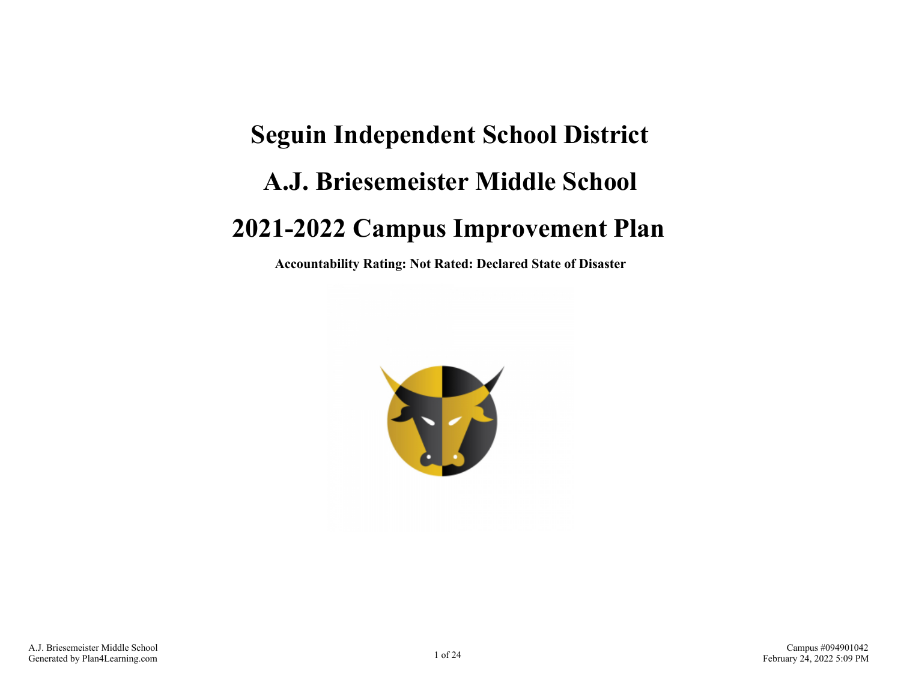# Seguin Independent School District

# A.J. Briesemeister Middle School

# 2021-2022 Campus Improvement Plan

**Accountability Rating: Not Rated: Declared State of Disaster**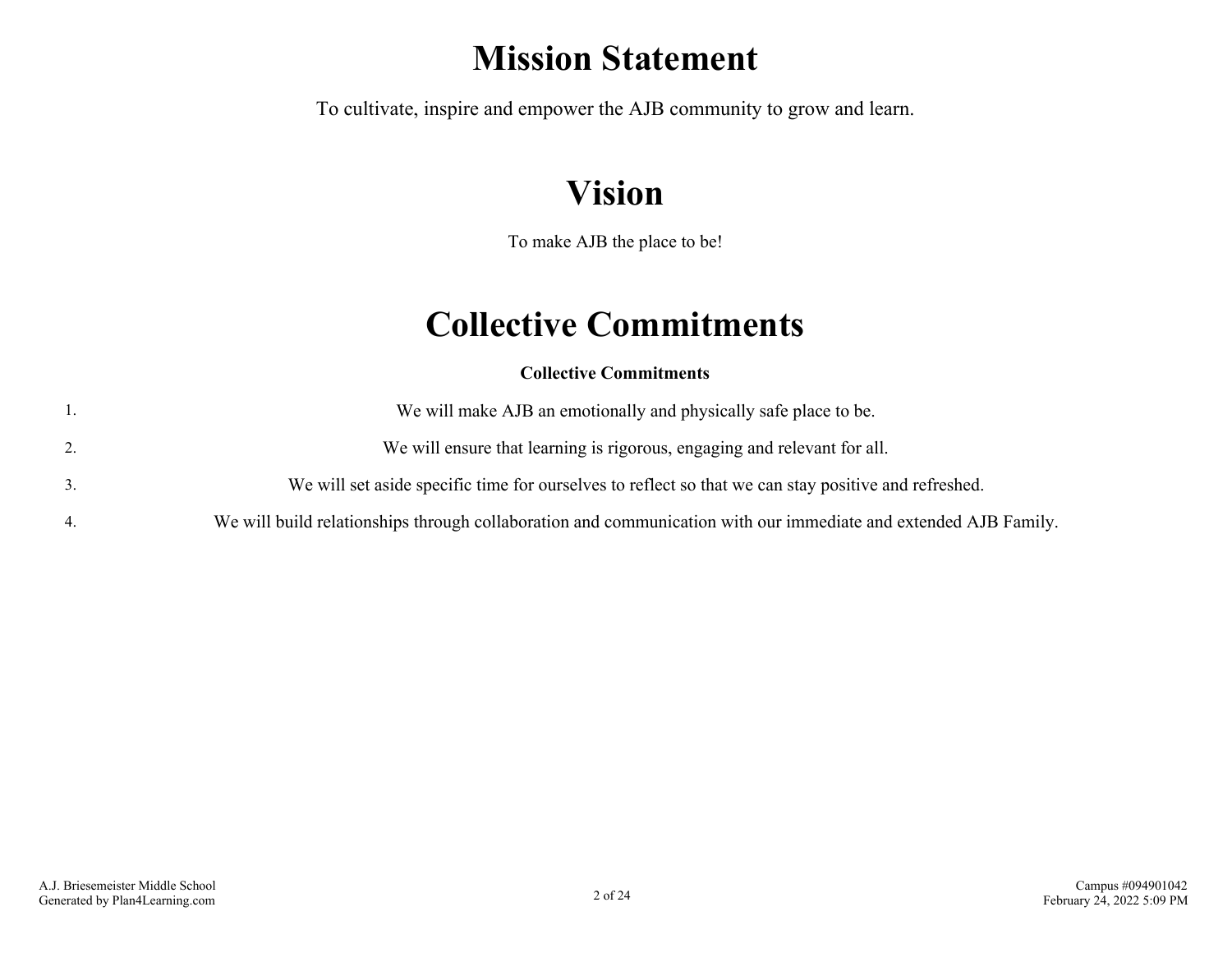# Mission Statement

To cultivate, inspire and empower the AJB community to grow and learn.

# Vision

To make AJB the place to be!

# Collective Commitments

**Collective Commitments**

1. We will make AJB an emotionally and physically safe place to be.
2. We will ensure that learning is rigorous, engaging and relevant for all.
3. We will set aside specific time for ourselves to reflect so that we can stay positive and refreshed.
4. We will build relationships through collaboration and communication with our immediate and extended AJB Family.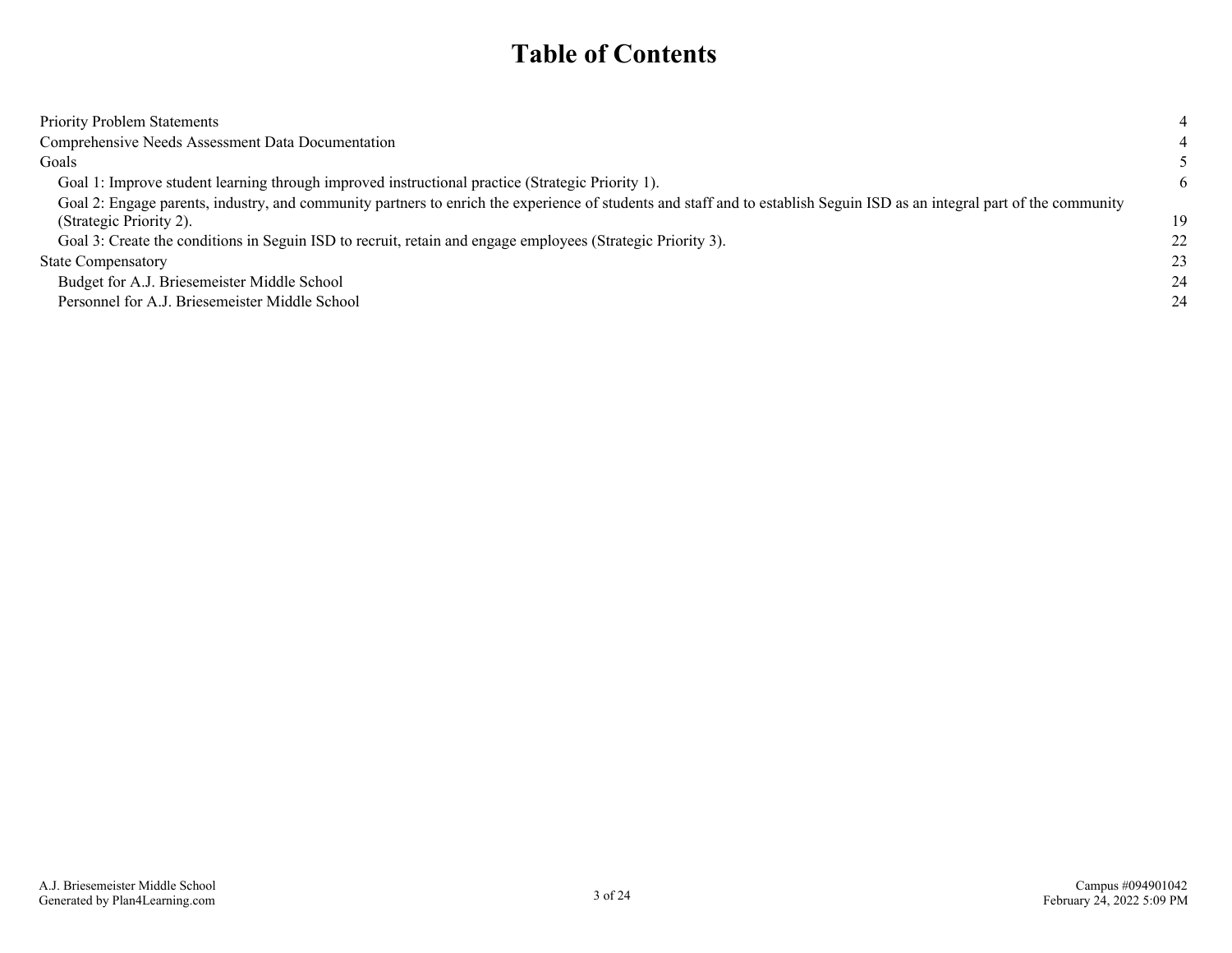# Table of Contents

| | |
|---|---|
| Priority Problem Statements | 4 |
| Comprehensive Needs Assessment Data Documentation | 4 |
| Goals | 5 |
| Goal 1: Improve student learning through improved instructional practice (Strategic Priority 1). | 6 |
| Goal 2: Engage parents, industry, and community partners to enrich the experience of students and staff and to establish Seguin ISD as an integral part of the community (Strategic Priority 2). | 19 |
| Goal 3: Create the conditions in Seguin ISD to recruit, retain and engage employees (Strategic Priority 3). | 22 |
| State Compensatory | 23 |
| Budget for A.J. Briesemeister Middle School | 24 |
| Personnel for A.J. Briesemeister Middle School | 24 |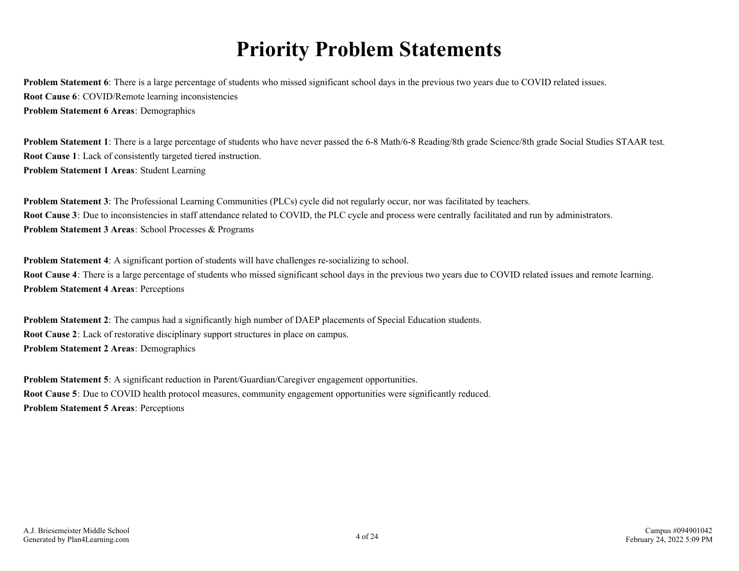# Priority Problem Statements

**Problem Statement 6**: There is a large percentage of students who missed significant school days in the previous two years due to COVID related issues.
**Root Cause 6**: COVID/Remote learning inconsistencies
**Problem Statement 6 Areas**: Demographics

**Problem Statement 1**: There is a large percentage of students who have never passed the 6-8 Math/6-8 Reading/8th grade Science/8th grade Social Studies STAAR test.
**Root Cause 1**: Lack of consistently targeted tiered instruction.
**Problem Statement 1 Areas**: Student Learning

**Problem Statement 3**: The Professional Learning Communities (PLCs) cycle did not regularly occur, nor was facilitated by teachers.
**Root Cause 3**: Due to inconsistencies in staff attendance related to COVID, the PLC cycle and process were centrally facilitated and run by administrators.
**Problem Statement 3 Areas**: School Processes & Programs

**Problem Statement 4**: A significant portion of students will have challenges re-socializing to school.
**Root Cause 4**: There is a large percentage of students who missed significant school days in the previous two years due to COVID related issues and remote learning.
**Problem Statement 4 Areas**: Perceptions

**Problem Statement 2**: The campus had a significantly high number of DAEP placements of Special Education students.
**Root Cause 2**: Lack of restorative disciplinary support structures in place on campus.
**Problem Statement 2 Areas**: Demographics

**Problem Statement 5**: A significant reduction in Parent/Guardian/Caregiver engagement opportunities.
**Root Cause 5**: Due to COVID health protocol measures, community engagement opportunities were significantly reduced.
**Problem Statement 5 Areas**: Perceptions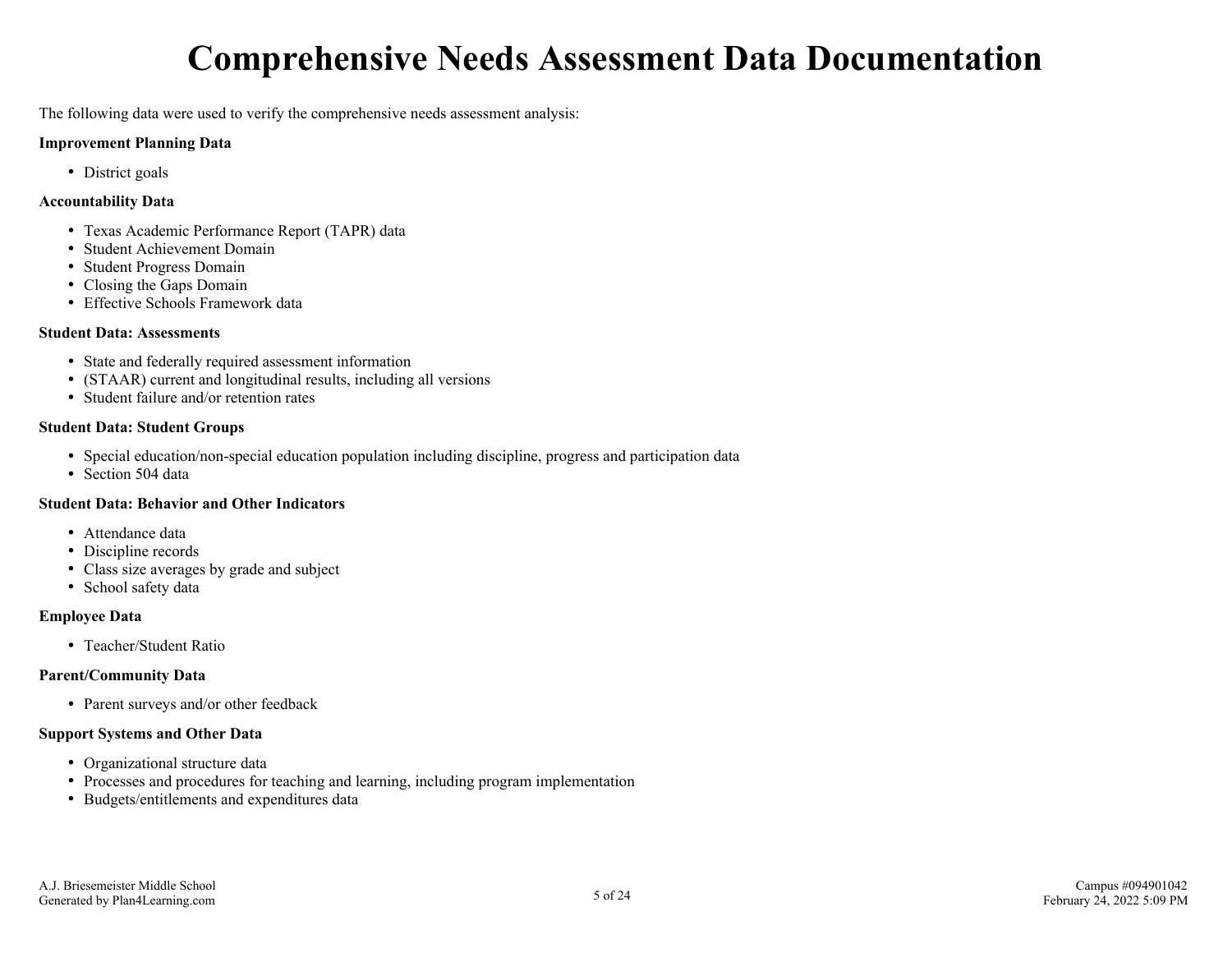# Comprehensive Needs Assessment Data Documentation

The following data were used to verify the comprehensive needs assessment analysis:

**Improvement Planning Data**

- District goals

**Accountability Data**

- Texas Academic Performance Report (TAPR) data
- Student Achievement Domain
- Student Progress Domain
- Closing the Gaps Domain
- Effective Schools Framework data

**Student Data: Assessments**

- State and federally required assessment information
- (STAAR) current and longitudinal results, including all versions
- Student failure and/or retention rates

**Student Data: Student Groups**

- Special education/non-special education population including discipline, progress and participation data
- Section 504 data

**Student Data: Behavior and Other Indicators**

- Attendance data
- Discipline records
- Class size averages by grade and subject
- School safety data

**Employee Data**

- Teacher/Student Ratio

**Parent/Community Data**

- Parent surveys and/or other feedback

**Support Systems and Other Data**

- Organizational structure data
- Processes and procedures for teaching and learning, including program implementation
- Budgets/entitlements and expenditures data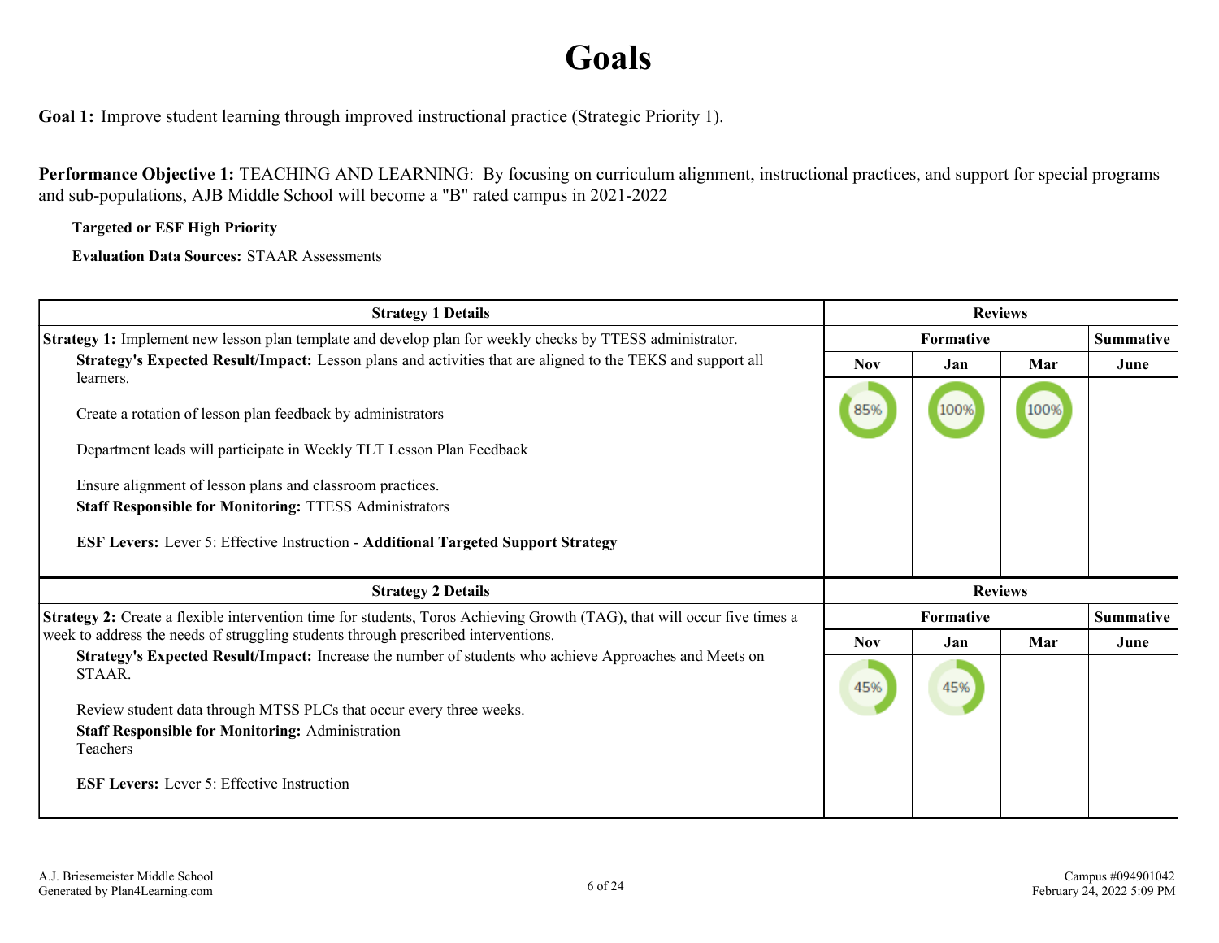# Goals

**Goal 1:** Improve student learning through improved instructional practice (Strategic Priority 1).

**Performance Objective 1:** TEACHING AND LEARNING: By focusing on curriculum alignment, instructional practices, and support for special programs and sub-populations, AJB Middle School will become a "B" rated campus in 2021-2022

**Targeted or ESF High Priority**

**Evaluation Data Sources:** STAAR Assessments

| Strategy 1 Details | Reviews | | | |
|---|---|---|---|---|
| | Formative | | | Summative |
| | Nov | Jan | Mar | June |
| **Strategy 1:** Implement new lesson plan template and develop plan for weekly checks by TTESS administrator.<br>**Strategy's Expected Result/Impact:** Lesson plans and activities that are aligned to the TEKS and support all learners.<br><br>Create a rotation of lesson plan feedback by administrators<br><br>Department leads will participate in Weekly TLT Lesson Plan Feedback<br><br>Ensure alignment of lesson plans and classroom practices.<br>**Staff Responsible for Monitoring:** TTESS Administrators<br><br>**ESF Levers:** Lever 5: Effective Instruction - **Additional Targeted Support Strategy** | 85% | 100% | 100% | |

| Strategy 2 Details | Reviews | | | |
|---|---|---|---|---|
| | Formative | | | Summative |
| | Nov | Jan | Mar | June |
| **Strategy 2:** Create a flexible intervention time for students, Toros Achieving Growth (TAG), that will occur five times a week to address the needs of struggling students through prescribed interventions.<br>**Strategy's Expected Result/Impact:** Increase the number of students who achieve Approaches and Meets on STAAR.<br><br>Review student data through MTSS PLCs that occur every three weeks.<br>**Staff Responsible for Monitoring:** Administration<br>Teachers<br><br>**ESF Levers:** Lever 5: Effective Instruction | 45% | 45% | | |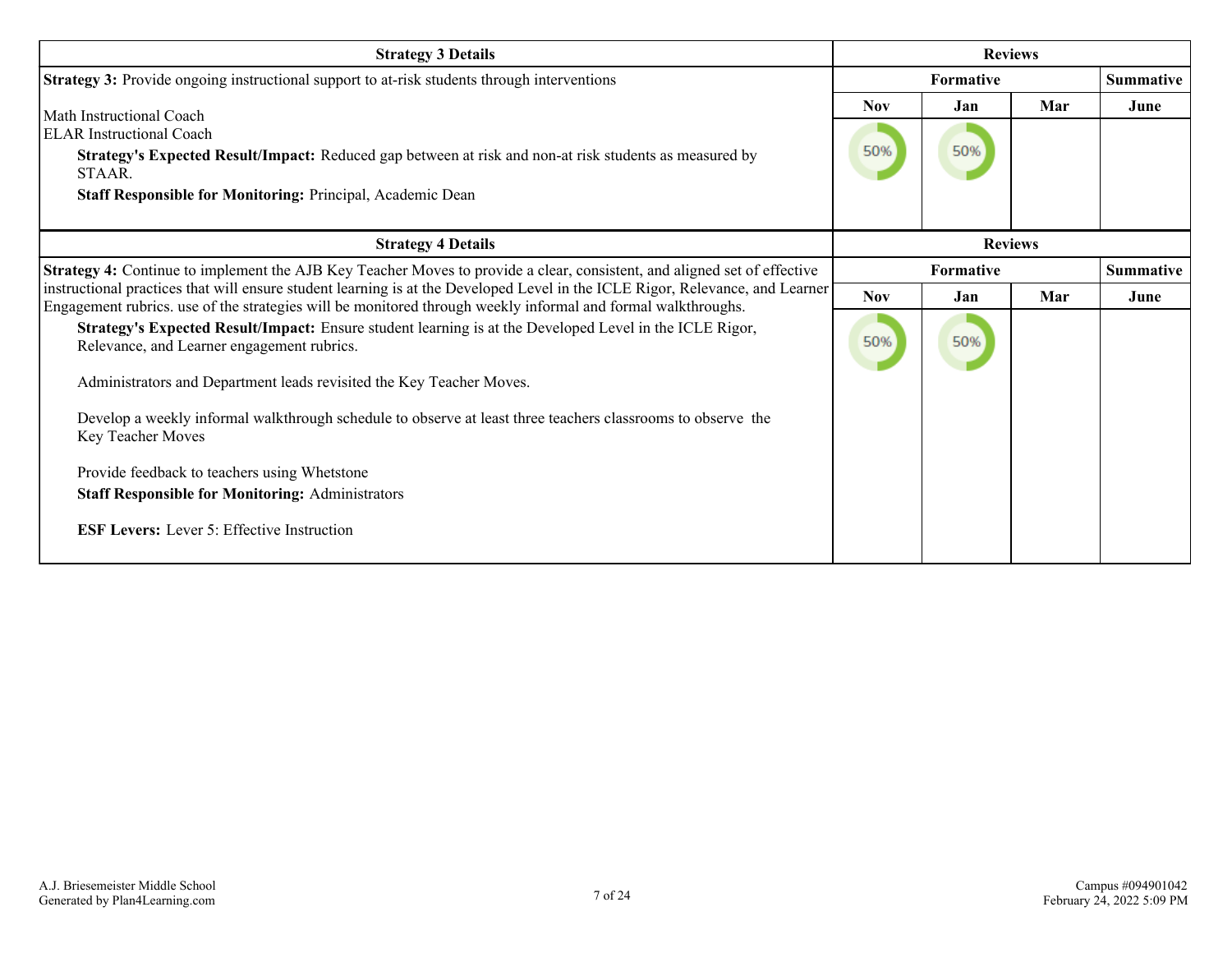| Strategy 3 Details | Reviews | | | |
|---|---|---|---|---|
| **Strategy 3:** Provide ongoing instructional support to at-risk students through interventions | Formative | | | Summative |
| Math Instructional Coach<br>ELAR Instructional Coach<br>**Strategy's Expected Result/Impact:** Reduced gap between at risk and non-at risk students as measured by STAAR.<br>**Staff Responsible for Monitoring:** Principal, Academic Dean | Nov | Jan | Mar | June |
| | 50% | 50% | | |

| Strategy 4 Details | Reviews | | | |
|---|---|---|---|---|
| **Strategy 4:** Continue to implement the AJB Key Teacher Moves to provide a clear, consistent, and aligned set of effective instructional practices that will ensure student learning is at the Developed Level in the ICLE Rigor, Relevance, and Learner Engagement rubrics. use of the strategies will be monitored through weekly informal and formal walkthroughs. | Formative | | | Summative |
| **Strategy's Expected Result/Impact:** Ensure student learning is at the Developed Level in the ICLE Rigor, Relevance, and Learner engagement rubrics.<br><br>Administrators and Department leads revisited the Key Teacher Moves.<br><br>Develop a weekly informal walkthrough schedule to observe at least three teachers classrooms to observe the Key Teacher Moves<br><br>Provide feedback to teachers using Whetstone<br>**Staff Responsible for Monitoring:** Administrators<br><br>**ESF Levers:** Lever 5: Effective Instruction | Nov | Jan | Mar | June |
| | 50% | 50% | | |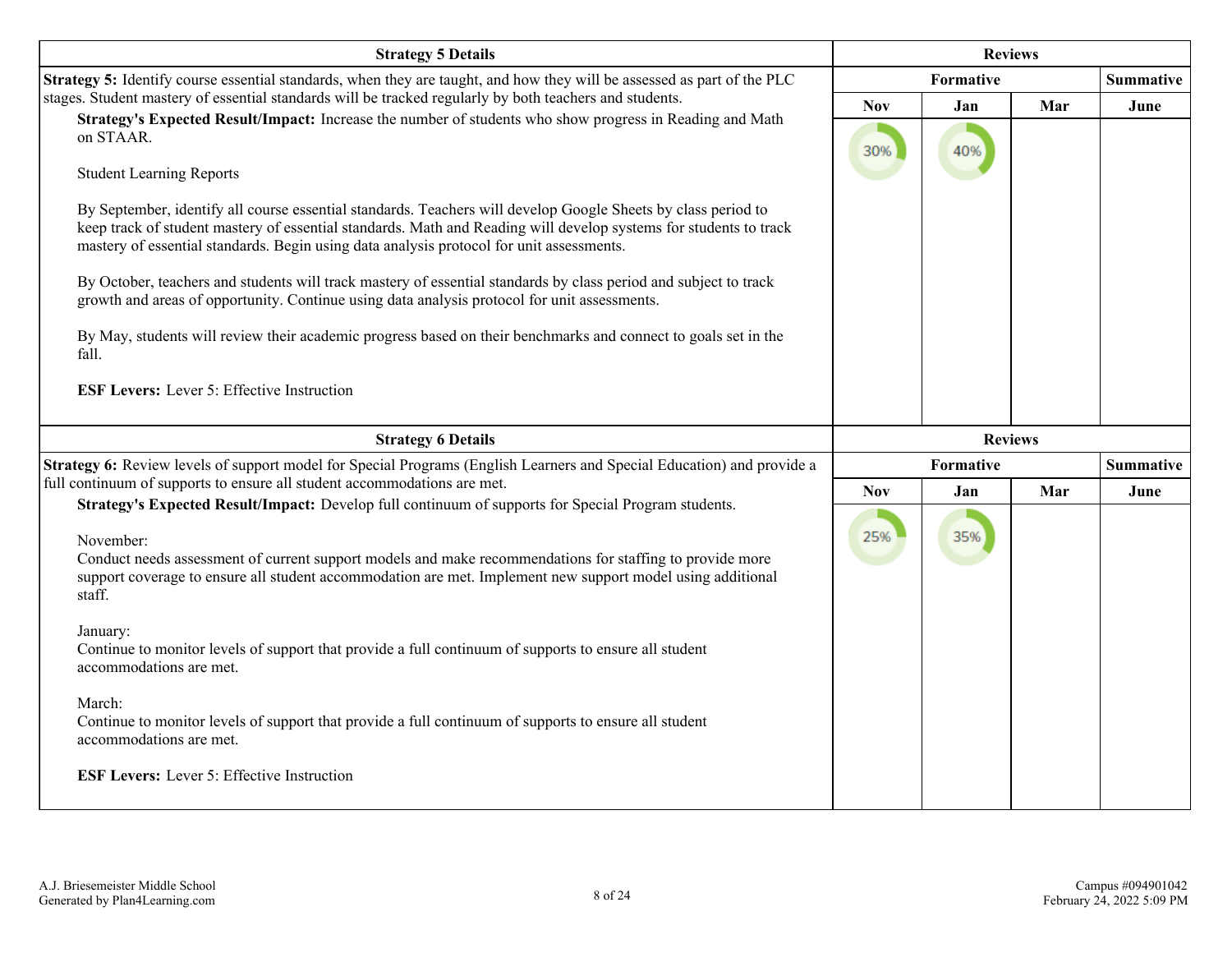| Strategy 5 Details | Reviews | | | |
|---|---|---|---|---|
| | Formative | | | Summative |
| **Strategy 5:** Identify course essential standards, when they are taught, and how they will be assessed as part of the PLC stages. Student mastery of essential standards will be tracked regularly by both teachers and students.<br>**Strategy's Expected Result/Impact:** Increase the number of students who show progress in Reading and Math on STAAR.<br><br>Student Learning Reports<br><br>By September, identify all course essential standards. Teachers will develop Google Sheets by class period to keep track of student mastery of essential standards. Math and Reading will develop systems for students to track mastery of essential standards. Begin using data analysis protocol for unit assessments.<br><br>By October, teachers and students will track mastery of essential standards by class period and subject to track growth and areas of opportunity. Continue using data analysis protocol for unit assessments.<br><br>By May, students will review their academic progress based on their benchmarks and connect to goals set in the fall.<br><br>**ESF Levers:** Lever 5: Effective Instruction | **Nov**<br>30% | **Jan**<br>40% | **Mar** | **June** |

| Strategy 6 Details | Reviews | | | |
|---|---|---|---|---|
| | Formative | | | Summative |
| **Strategy 6:** Review levels of support model for Special Programs (English Learners and Special Education) and provide a full continuum of supports to ensure all student accommodations are met.<br>**Strategy's Expected Result/Impact:** Develop full continuum of supports for Special Program students.<br><br>November:<br>Conduct needs assessment of current support models and make recommendations for staffing to provide more support coverage to ensure all student accommodation are met. Implement new support model using additional staff.<br><br>January:<br>Continue to monitor levels of support that provide a full continuum of supports to ensure all student accommodations are met.<br><br>March:<br>Continue to monitor levels of support that provide a full continuum of supports to ensure all student accommodations are met.<br><br>**ESF Levers:** Lever 5: Effective Instruction | **Nov**<br>25% | **Jan**<br>35% | **Mar** | **June** |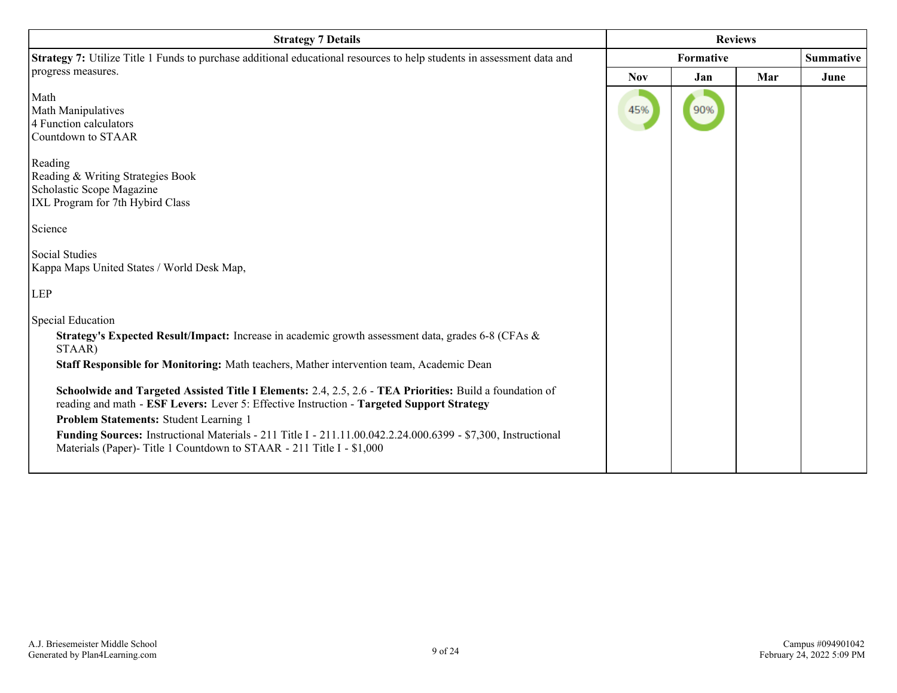| Strategy 7 Details | Reviews | | | |
|---|---|---|---|---|
| | Formative | | | Summative |
| | Nov | Jan | Mar | June |
| **Strategy 7:** Utilize Title 1 Funds to purchase additional educational resources to help students in assessment data and progress measures.<br><br>Math<br>Math Manipulatives<br>4 Function calculators<br>Countdown to STAAR<br><br>Reading<br>Reading & Writing Strategies Book<br>Scholastic Scope Magazine<br>IXL Program for 7th Hybird Class<br><br>Science<br><br>Social Studies<br>Kappa Maps United States / World Desk Map,<br><br>LEP<br><br>Special Education<br>**Strategy's Expected Result/Impact:** Increase in academic growth assessment data, grades 6-8 (CFAs & STAAR)<br>**Staff Responsible for Monitoring:** Math teachers, Mather intervention team, Academic Dean<br><br>**Schoolwide and Targeted Assisted Title I Elements:** 2.4, 2.5, 2.6 - **TEA Priorities:** Build a foundation of reading and math - **ESF Levers:** Lever 5: Effective Instruction - **Targeted Support Strategy**<br>**Problem Statements:** Student Learning 1<br>**Funding Sources:** Instructional Materials - 211 Title I - 211.11.00.042.2.24.000.6399 - $7,300, Instructional Materials (Paper)- Title 1 Countdown to STAAR - 211 Title I - $1,000 | 45% | 90% | | |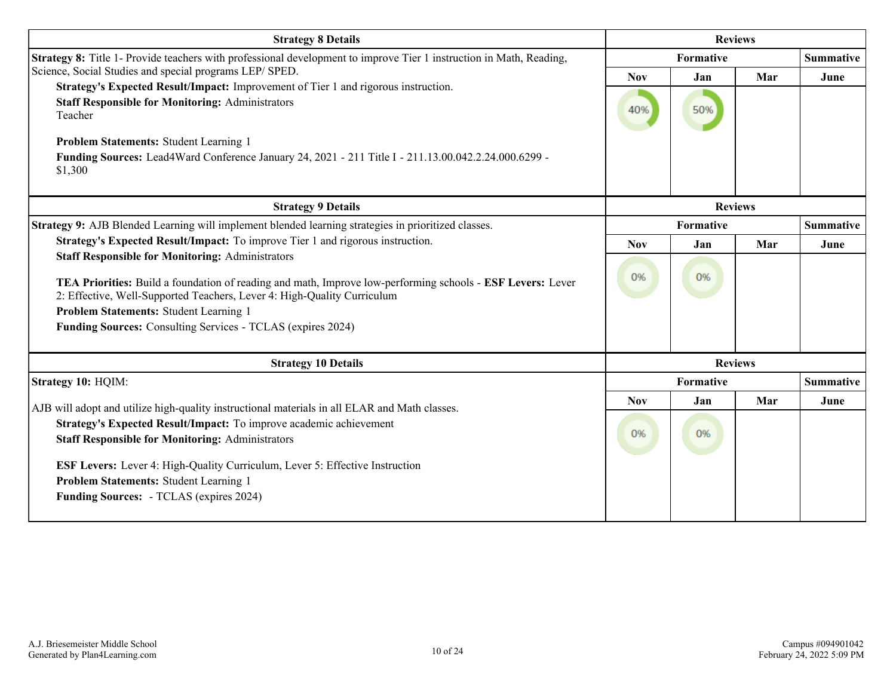| Strategy 8 Details | Reviews | | | |
|---|---|---|---|---|
| | Formative | | | Summative |
| **Strategy 8:** Title 1- Provide teachers with professional development to improve Tier 1 instruction in Math, Reading, Science, Social Studies and special programs LEP/ SPED.<br>**Strategy's Expected Result/Impact:** Improvement of Tier 1 and rigorous instruction.<br>**Staff Responsible for Monitoring:** Administrators<br>Teacher<br><br>**Problem Statements:** Student Learning 1<br>**Funding Sources:** Lead4Ward Conference January 24, 2021 - 211 Title I - 211.13.00.042.2.24.000.6299 - $1,300 | Nov | Jan | Mar | June |
| | 40% | 50% | | |

| Strategy 9 Details | Reviews | | | |
|---|---|---|---|---|
| | Formative | | | Summative |
| **Strategy 9:** AJB Blended Learning will implement blended learning strategies in prioritized classes.<br>**Strategy's Expected Result/Impact:** To improve Tier 1 and rigorous instruction.<br>**Staff Responsible for Monitoring:** Administrators<br><br>**TEA Priorities:** Build a foundation of reading and math, Improve low-performing schools - **ESF Levers:** Lever 2: Effective, Well-Supported Teachers, Lever 4: High-Quality Curriculum<br>**Problem Statements:** Student Learning 1<br>**Funding Sources:** Consulting Services - TCLAS (expires 2024) | Nov | Jan | Mar | June |
| | 0% | 0% | | |

| Strategy 10 Details | Reviews | | | |
|---|---|---|---|---|
| | Formative | | | Summative |
| **Strategy 10:** HQIM:<br><br>AJB will adopt and utilize high-quality instructional materials in all ELAR and Math classes.<br>**Strategy's Expected Result/Impact:** To improve academic achievement<br>**Staff Responsible for Monitoring:** Administrators<br><br>**ESF Levers:** Lever 4: High-Quality Curriculum, Lever 5: Effective Instruction<br>**Problem Statements:** Student Learning 1<br>**Funding Sources:** - TCLAS (expires 2024) | Nov | Jan | Mar | June |
| | 0% | 0% | | |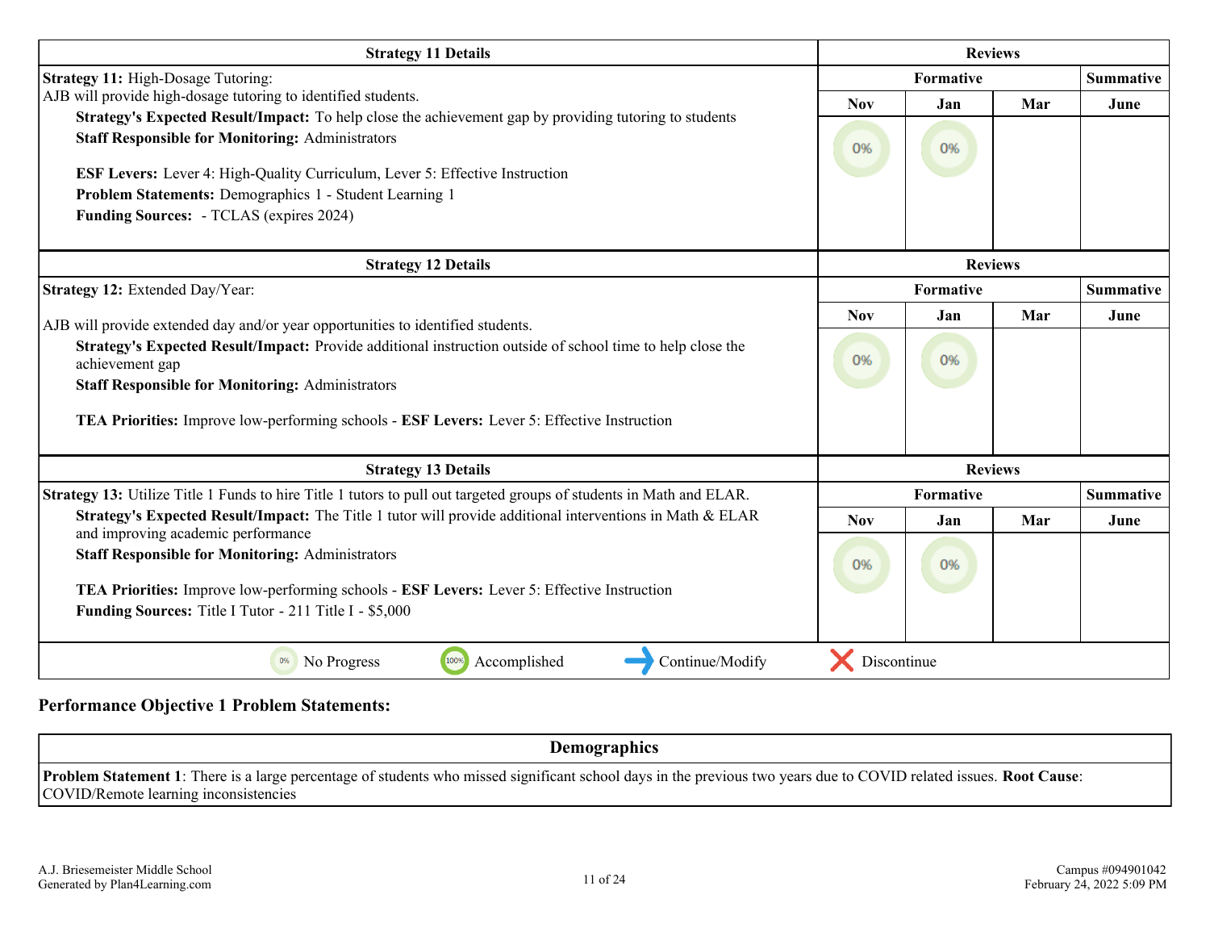| Strategy 11 Details | Reviews | | | |
|---|---|---|---|---|
| | Formative | | | Summative |
| **Strategy 11:** High-Dosage Tutoring:<br>AJB will provide high-dosage tutoring to identified students.<br>**Strategy's Expected Result/Impact:** To help close the achievement gap by providing tutoring to students<br>**Staff Responsible for Monitoring:** Administrators<br><br>**ESF Levers:** Lever 4: High-Quality Curriculum, Lever 5: Effective Instruction<br>**Problem Statements:** Demographics 1 - Student Learning 1<br>**Funding Sources:** - TCLAS (expires 2024) | Nov | Jan | Mar | June |
| | 0% | 0% | | |

| Strategy 12 Details | Reviews | | | |
|---|---|---|---|---|
| | Formative | | | Summative |
| **Strategy 12:** Extended Day/Year:<br><br>AJB will provide extended day and/or year opportunities to identified students.<br>**Strategy's Expected Result/Impact:** Provide additional instruction outside of school time to help close the achievement gap<br>**Staff Responsible for Monitoring:** Administrators<br><br>**TEA Priorities:** Improve low-performing schools - **ESF Levers:** Lever 5: Effective Instruction | Nov | Jan | Mar | June |
| | 0% | 0% | | |

| Strategy 13 Details | Reviews | | | |
|---|---|---|---|---|
| | Formative | | | Summative |
| **Strategy 13:** Utilize Title 1 Funds to hire Title 1 tutors to pull out targeted groups of students in Math and ELAR.<br>**Strategy's Expected Result/Impact:** The Title 1 tutor will provide additional interventions in Math & ELAR and improving academic performance<br>**Staff Responsible for Monitoring:** Administrators<br><br>**TEA Priorities:** Improve low-performing schools - **ESF Levers:** Lever 5: Effective Instruction<br>**Funding Sources:** Title I Tutor - 211 Title I - $5,000 | Nov | Jan | Mar | June |
| | 0% | 0% | | |

0% No Progress | 100% Accomplished | Continue/Modify | Discontinue

## Performance Objective 1 Problem Statements:

| Demographics |
|---|
| **Problem Statement 1**: There is a large percentage of students who missed significant school days in the previous two years due to COVID related issues. **Root Cause**: COVID/Remote learning inconsistencies |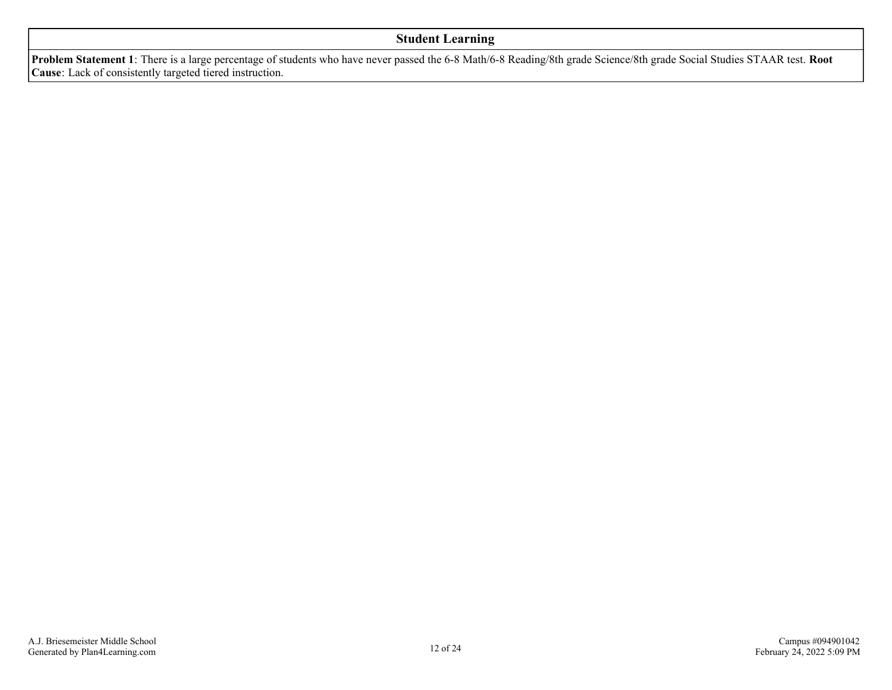| Student Learning |
| --- |
| **Problem Statement 1**: There is a large percentage of students who have never passed the 6-8 Math/6-8 Reading/8th grade Science/8th grade Social Studies STAAR test. **Root Cause**: Lack of consistently targeted tiered instruction. |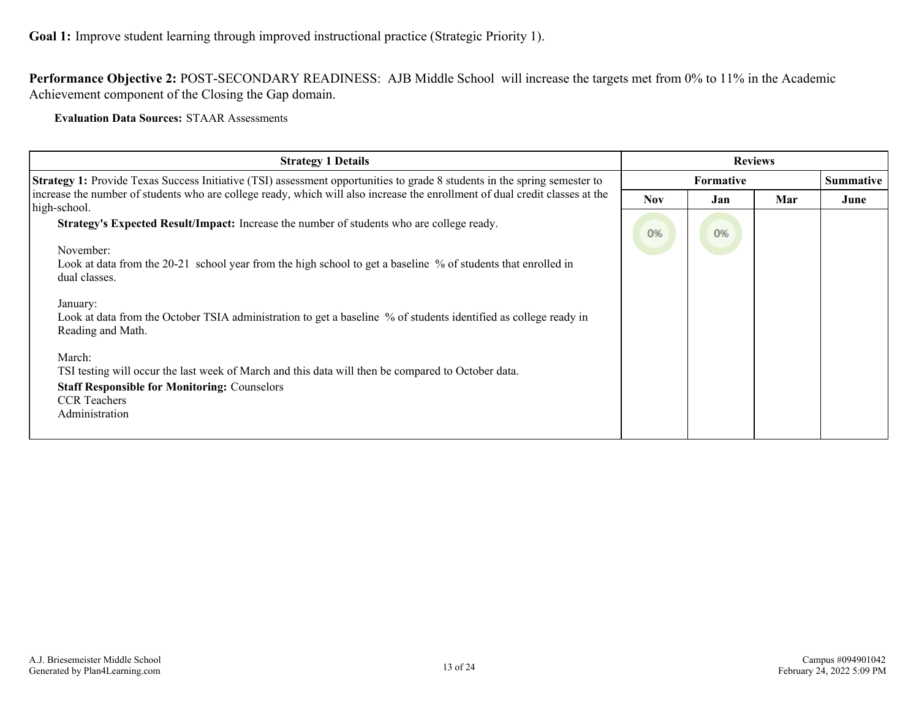**Goal 1:** Improve student learning through improved instructional practice (Strategic Priority 1).

**Performance Objective 2:** POST-SECONDARY READINESS: AJB Middle School will increase the targets met from 0% to 11% in the Academic Achievement component of the Closing the Gap domain.

**Evaluation Data Sources:** STAAR Assessments

| Strategy 1 Details | Reviews | | | |
|---|---|---|---|---|
| | Formative | | | Summative |
| | Nov | Jan | Mar | June |
| **Strategy 1:** Provide Texas Success Initiative (TSI) assessment opportunities to grade 8 students in the spring semester to increase the number of students who are college ready, which will also increase the enrollment of dual credit classes at the high-school.<br>**Strategy's Expected Result/Impact:** Increase the number of students who are college ready.<br><br>November:<br>Look at data from the 20-21 school year from the high school to get a baseline % of students that enrolled in dual classes.<br><br>January:<br>Look at data from the October TSIA administration to get a baseline % of students identified as college ready in Reading and Math.<br><br>March:<br>TSI testing will occur the last week of March and this data will then be compared to October data.<br>**Staff Responsible for Monitoring:** Counselors<br>CCR Teachers<br>Administration | 0% | 0% | | |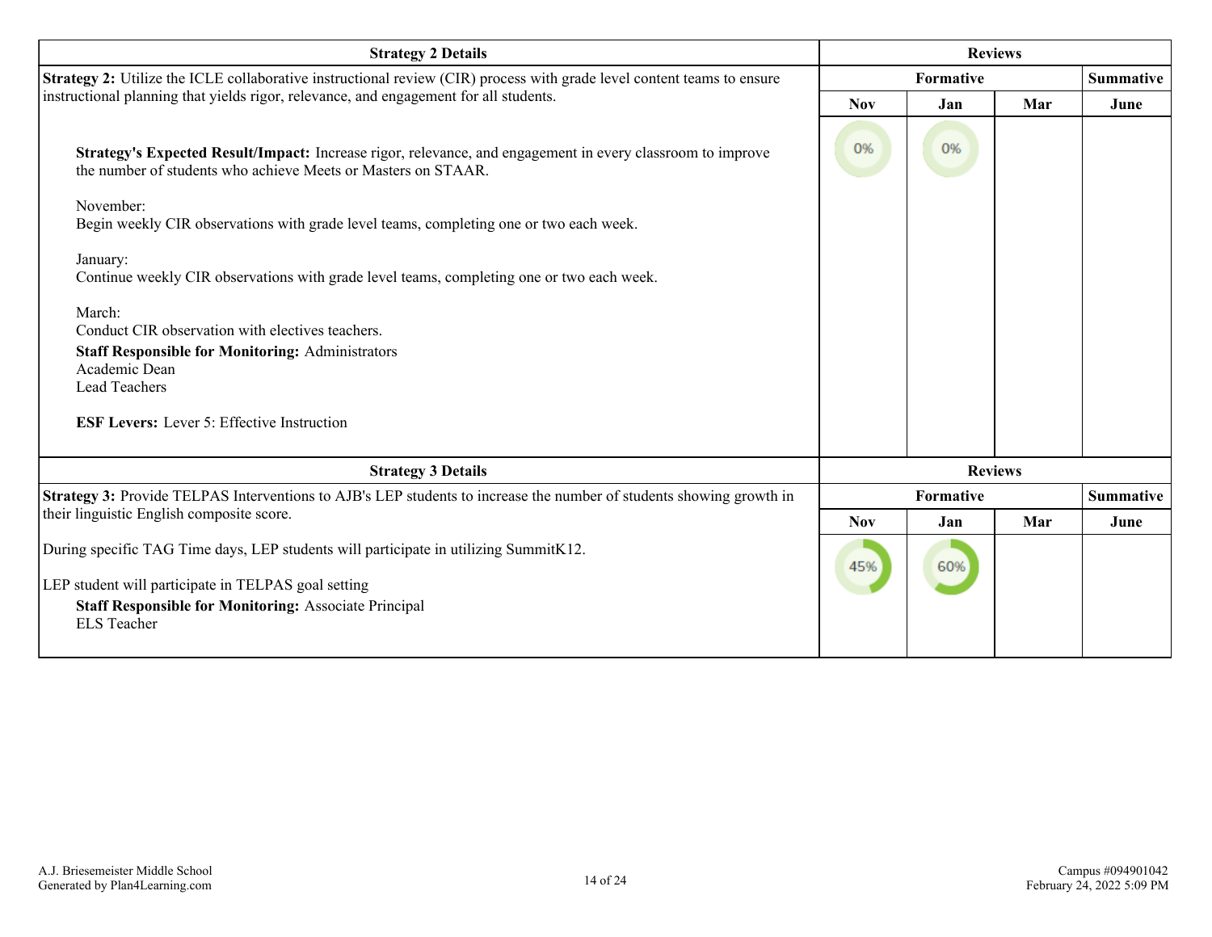| Strategy 2 Details | Reviews | | | |
|---|---|---|---|---|
| | Formative | | | Summative |
| **Strategy 2:** Utilize the ICLE collaborative instructional review (CIR) process with grade level content teams to ensure instructional planning that yields rigor, relevance, and engagement for all students. | Nov | Jan | Mar | June |
| **Strategy's Expected Result/Impact:** Increase rigor, relevance, and engagement in every classroom to improve the number of students who achieve Meets or Masters on STAAR.<br><br>November:<br>Begin weekly CIR observations with grade level teams, completing one or two each week.<br><br>January:<br>Continue weekly CIR observations with grade level teams, completing one or two each week.<br><br>March:<br>Conduct CIR observation with electives teachers.<br>**Staff Responsible for Monitoring:** Administrators<br>Academic Dean<br>Lead Teachers<br><br>**ESF Levers:** Lever 5: Effective Instruction | 0% | 0% | | |

| Strategy 3 Details | Reviews | | | |
|---|---|---|---|---|
| | Formative | | | Summative |
| **Strategy 3:** Provide TELPAS Interventions to AJB's LEP students to increase the number of students showing growth in their linguistic English composite score. | Nov | Jan | Mar | June |
| During specific TAG Time days, LEP students will participate in utilizing SummitK12.<br><br>LEP student will participate in TELPAS goal setting<br>**Staff Responsible for Monitoring:** Associate Principal<br>ELS Teacher | 45% | 60% | | |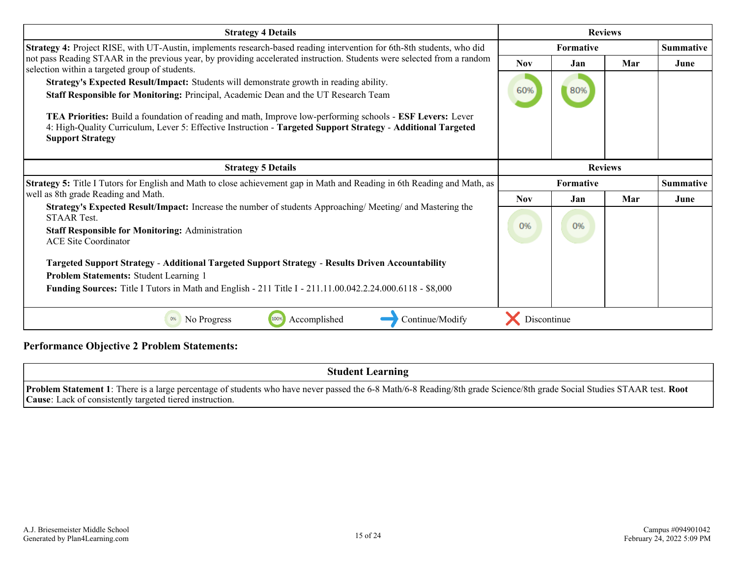| Strategy 4 Details | Reviews | | | |
|---|---|---|---|---|
| **Strategy 4:** Project RISE, with UT-Austin, implements research-based reading intervention for 6th-8th students, who did not pass Reading STAAR in the previous year, by providing accelerated instruction. Students were selected from a random selection within a targeted group of students. | Formative | | | Summative |
| **Strategy's Expected Result/Impact:** Students will demonstrate growth in reading ability. **Staff Responsible for Monitoring:** Principal, Academic Dean and the UT Research Team **TEA Priorities:** Build a foundation of reading and math, Improve low-performing schools - **ESF Levers:** Lever 4: High-Quality Curriculum, Lever 5: Effective Instruction - **Targeted Support Strategy** - **Additional Targeted Support Strategy** | Nov | Jan | Mar | June |
| | 60% | 80% | | |

| Strategy 5 Details | Reviews | | | |
|---|---|---|---|---|
| **Strategy 5:** Title I Tutors for English and Math to close achievement gap in Math and Reading in 6th Reading and Math, as well as 8th grade Reading and Math. | Formative | | | Summative |
| **Strategy's Expected Result/Impact:** Increase the number of students Approaching/ Meeting/ and Mastering the STAAR Test. **Staff Responsible for Monitoring:** Administration ACE Site Coordinator **Targeted Support Strategy** - **Additional Targeted Support Strategy** - **Results Driven Accountability** **Problem Statements:** Student Learning 1 **Funding Sources:** Title I Tutors in Math and English - 211 Title I - 211.11.00.042.2.24.000.6118 - $8,000 | Nov | Jan | Mar | June |
| | 0% | 0% | | |

0% No Progress | 100% Accomplished | → Continue/Modify | X Discontinue

**Performance Objective 2 Problem Statements:**

| Student Learning |
|---|
| **Problem Statement 1**: There is a large percentage of students who have never passed the 6-8 Math/6-8 Reading/8th grade Science/8th grade Social Studies STAAR test. **Root Cause**: Lack of consistently targeted tiered instruction. |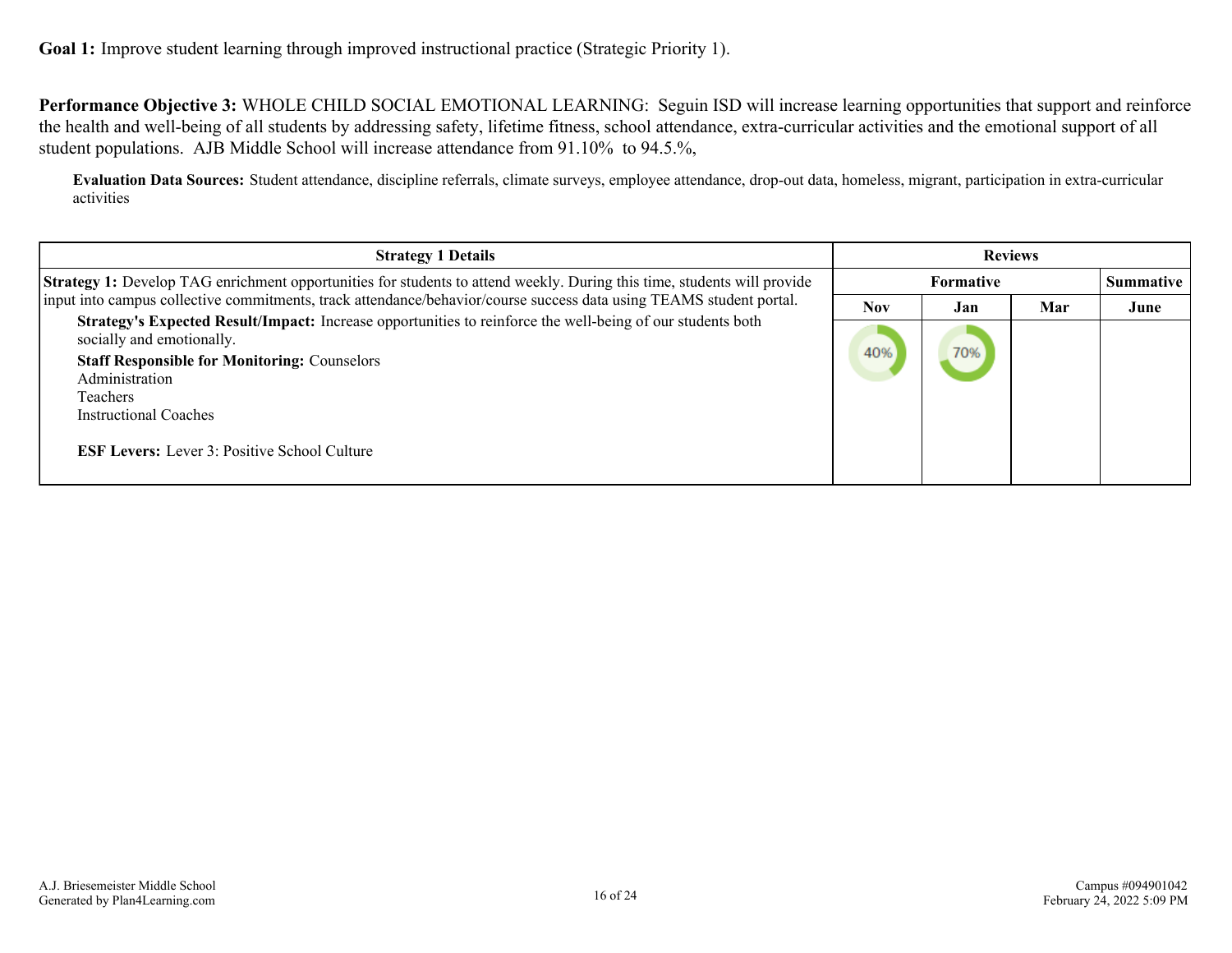**Goal 1:** Improve student learning through improved instructional practice (Strategic Priority 1).

**Performance Objective 3:** WHOLE CHILD SOCIAL EMOTIONAL LEARNING: Seguin ISD will increase learning opportunities that support and reinforce the health and well-being of all students by addressing safety, lifetime fitness, school attendance, extra-curricular activities and the emotional support of all student populations. AJB Middle School will increase attendance from 91.10% to 94.5.%,

**Evaluation Data Sources:** Student attendance, discipline referrals, climate surveys, employee attendance, drop-out data, homeless, migrant, participation in extra-curricular activities

| Strategy 1 Details | Reviews | | | |
|---|---|---|---|---|
| | Formative | | | Summative |
| | Nov | Jan | Mar | June |
| **Strategy 1:** Develop TAG enrichment opportunities for students to attend weekly. During this time, students will provide input into campus collective commitments, track attendance/behavior/course success data using TEAMS student portal.<br>**Strategy's Expected Result/Impact:** Increase opportunities to reinforce the well-being of our students both socially and emotionally.<br>**Staff Responsible for Monitoring:** Counselors<br>Administration<br>Teachers<br>Instructional Coaches<br><br>**ESF Levers:** Lever 3: Positive School Culture | 40% | 70% | | |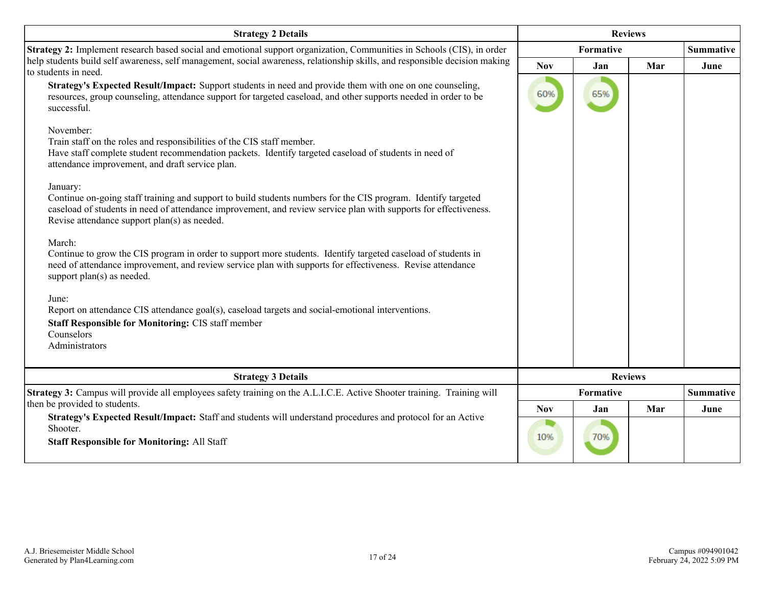| Strategy 2 Details | Reviews | | | |
|---|---|---|---|---|
| | Formative | | | Summative |
| | Nov | Jan | Mar | June |
| **Strategy 2:** Implement research based social and emotional support organization, Communities in Schools (CIS), in order help students build self awareness, self management, social awareness, relationship skills, and responsible decision making to students in need.<br>**Strategy's Expected Result/Impact:** Support students in need and provide them with one on one counseling, resources, group counseling, attendance support for targeted caseload, and other supports needed in order to be successful.<br><br>November:<br>Train staff on the roles and responsibilities of the CIS staff member.<br>Have staff complete student recommendation packets. Identify targeted caseload of students in need of attendance improvement, and draft service plan.<br><br>January:<br>Continue on-going staff training and support to build students numbers for the CIS program. Identify targeted caseload of students in need of attendance improvement, and review service plan with supports for effectiveness. Revise attendance support plan(s) as needed.<br><br>March:<br>Continue to grow the CIS program in order to support more students. Identify targeted caseload of students in need of attendance improvement, and review service plan with supports for effectiveness. Revise attendance support plan(s) as needed.<br><br>June:<br>Report on attendance CIS attendance goal(s), caseload targets and social-emotional interventions.<br>**Staff Responsible for Monitoring:** CIS staff member<br>Counselors<br>Administrators | 60% | 65% | | |

| Strategy 3 Details | Reviews | | | |
|---|---|---|---|---|
| | Formative | | | Summative |
| | Nov | Jan | Mar | June |
| **Strategy 3:** Campus will provide all employees safety training on the A.L.I.C.E. Active Shooter training. Training will then be provided to students.<br>**Strategy's Expected Result/Impact:** Staff and students will understand procedures and protocol for an Active Shooter.<br>**Staff Responsible for Monitoring:** All Staff | 10% | 70% | | |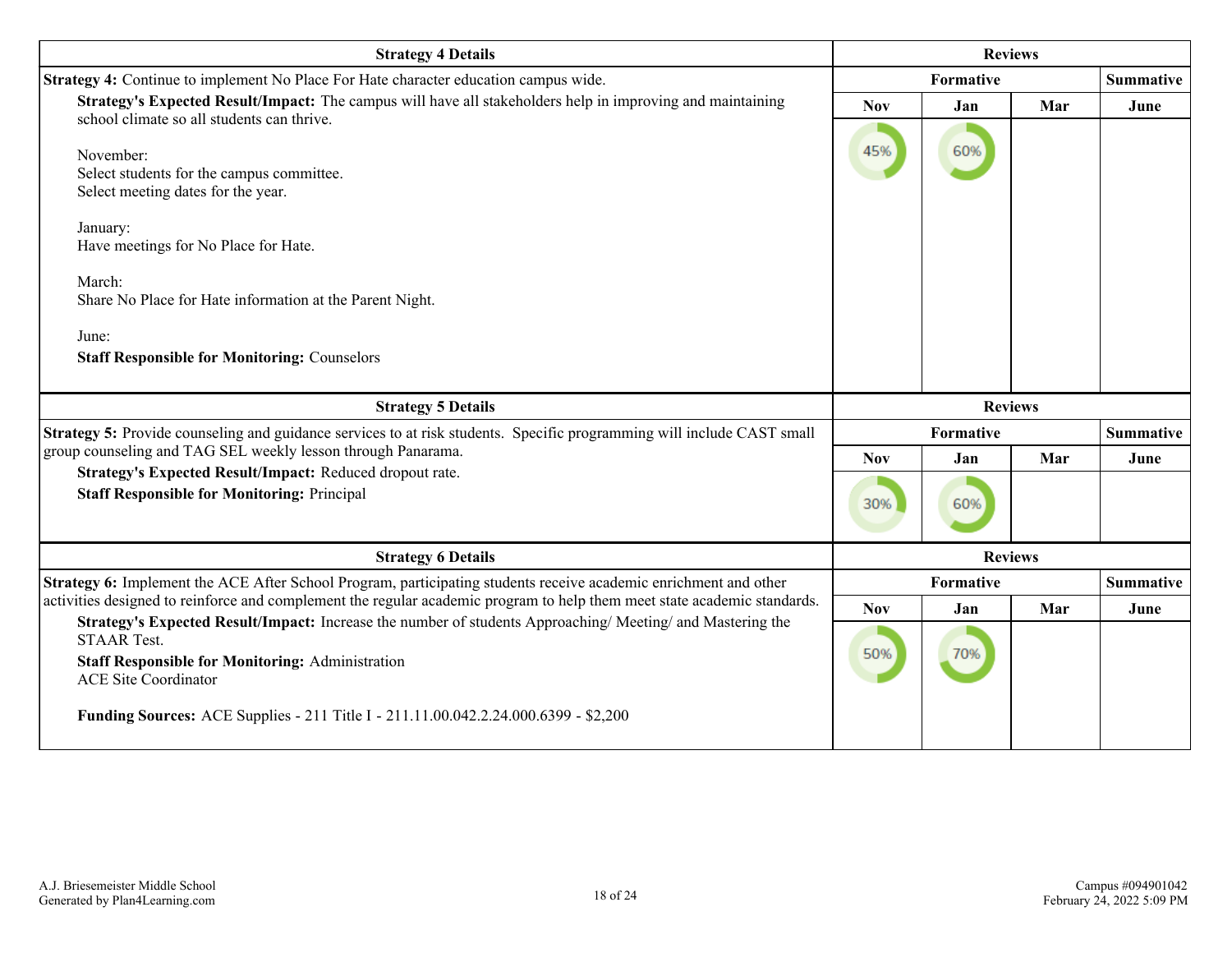| Strategy 4 Details | Reviews | | | |
|---|---|---|---|---|
| **Strategy 4:** Continue to implement No Place For Hate character education campus wide. | Formative | | | Summative |
| **Strategy's Expected Result/Impact:** The campus will have all stakeholders help in improving and maintaining school climate so all students can thrive.<br><br>November:<br>Select students for the campus committee.<br>Select meeting dates for the year.<br><br>January:<br>Have meetings for No Place for Hate.<br><br>March:<br>Share No Place for Hate information at the Parent Night.<br><br>June:<br>**Staff Responsible for Monitoring:** Counselors | Nov | Jan | Mar | June |
| | 45% | 60% | | |

| Strategy 5 Details | Reviews | | | |
|---|---|---|---|---|
| **Strategy 5:** Provide counseling and guidance services to at risk students. Specific programming will include CAST small group counseling and TAG SEL weekly lesson through Panarama. | Formative | | | Summative |
| **Strategy's Expected Result/Impact:** Reduced dropout rate.<br>**Staff Responsible for Monitoring:** Principal | Nov | Jan | Mar | June |
| | 30% | 60% | | |

| Strategy 6 Details | Reviews | | | |
|---|---|---|---|---|
| **Strategy 6:** Implement the ACE After School Program, participating students receive academic enrichment and other activities designed to reinforce and complement the regular academic program to help them meet state academic standards. | Formative | | | Summative |
| **Strategy's Expected Result/Impact:** Increase the number of students Approaching/ Meeting/ and Mastering the STAAR Test.<br>**Staff Responsible for Monitoring:** Administration<br>ACE Site Coordinator<br><br>**Funding Sources:** ACE Supplies - 211 Title I - 211.11.00.042.2.24.000.6399 - $2,200 | Nov | Jan | Mar | June |
| | 50% | 70% | | |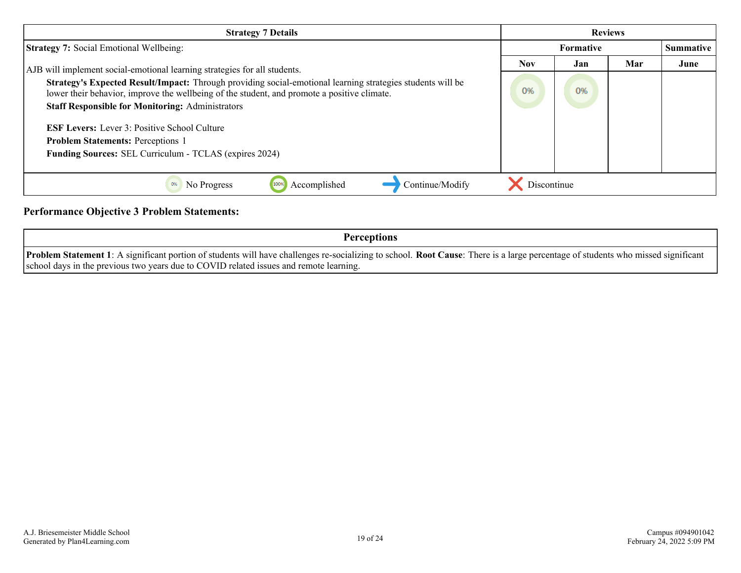| Strategy 7 Details | Reviews | | | |
|---|---|---|---|---|
| | Formative | | | Summative |
| | Nov | Jan | Mar | June |
| **Strategy 7:** Social Emotional Wellbeing:<br><br>AJB will implement social-emotional learning strategies for all students.<br>**Strategy's Expected Result/Impact:** Through providing social-emotional learning strategies students will be lower their behavior, improve the wellbeing of the student, and promote a positive climate.<br>**Staff Responsible for Monitoring:** Administrators<br><br>**ESF Levers:** Lever 3: Positive School Culture<br>**Problem Statements:** Perceptions 1<br>**Funding Sources:** SEL Curriculum - TCLAS (expires 2024) | 0% | 0% | | |

0% No Progress | 100% Accomplished | Continue/Modify | Discontinue

## Performance Objective 3 Problem Statements:

| Perceptions |
|---|
| **Problem Statement 1**: A significant portion of students will have challenges re-socializing to school. **Root Cause**: There is a large percentage of students who missed significant school days in the previous two years due to COVID related issues and remote learning. |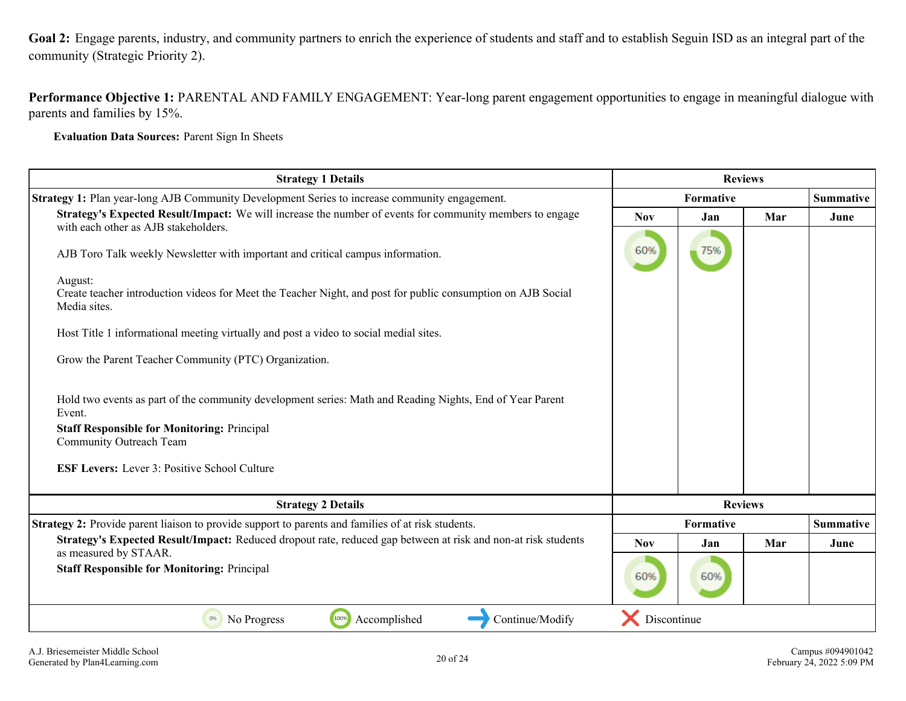**Goal 2:** Engage parents, industry, and community partners to enrich the experience of students and staff and to establish Seguin ISD as an integral part of the community (Strategic Priority 2).

**Performance Objective 1:** PARENTAL AND FAMILY ENGAGEMENT: Year-long parent engagement opportunities to engage in meaningful dialogue with parents and families by 15%.

**Evaluation Data Sources:** Parent Sign In Sheets

| Strategy 1 Details | Reviews | | | |
|---|---|---|---|---|
| | Formative | | | Summative |
| | Nov | Jan | Mar | June |
| **Strategy 1:** Plan year-long AJB Community Development Series to increase community engagement.<br>**Strategy's Expected Result/Impact:** We will increase the number of events for community members to engage with each other as AJB stakeholders.<br><br>AJB Toro Talk weekly Newsletter with important and critical campus information.<br><br>August:<br>Create teacher introduction videos for Meet the Teacher Night, and post for public consumption on AJB Social Media sites.<br><br>Host Title 1 informational meeting virtually and post a video to social medial sites.<br><br>Grow the Parent Teacher Community (PTC) Organization.<br><br>Hold two events as part of the community development series: Math and Reading Nights, End of Year Parent Event.<br>**Staff Responsible for Monitoring:** Principal<br>Community Outreach Team<br><br>**ESF Levers:** Lever 3: Positive School Culture | 60% | 75% | | |

| Strategy 2 Details | Reviews | | | |
|---|---|---|---|---|
| | Formative | | | Summative |
| | Nov | Jan | Mar | June |
| **Strategy 2:** Provide parent liaison to provide support to parents and families of at risk students.<br>**Strategy's Expected Result/Impact:** Reduced dropout rate, reduced gap between at risk and non-at risk students as measured by STAAR.<br>**Staff Responsible for Monitoring:** Principal | 60% | 60% | | |

0% No Progress | 100% Accomplished | Continue/Modify | Discontinue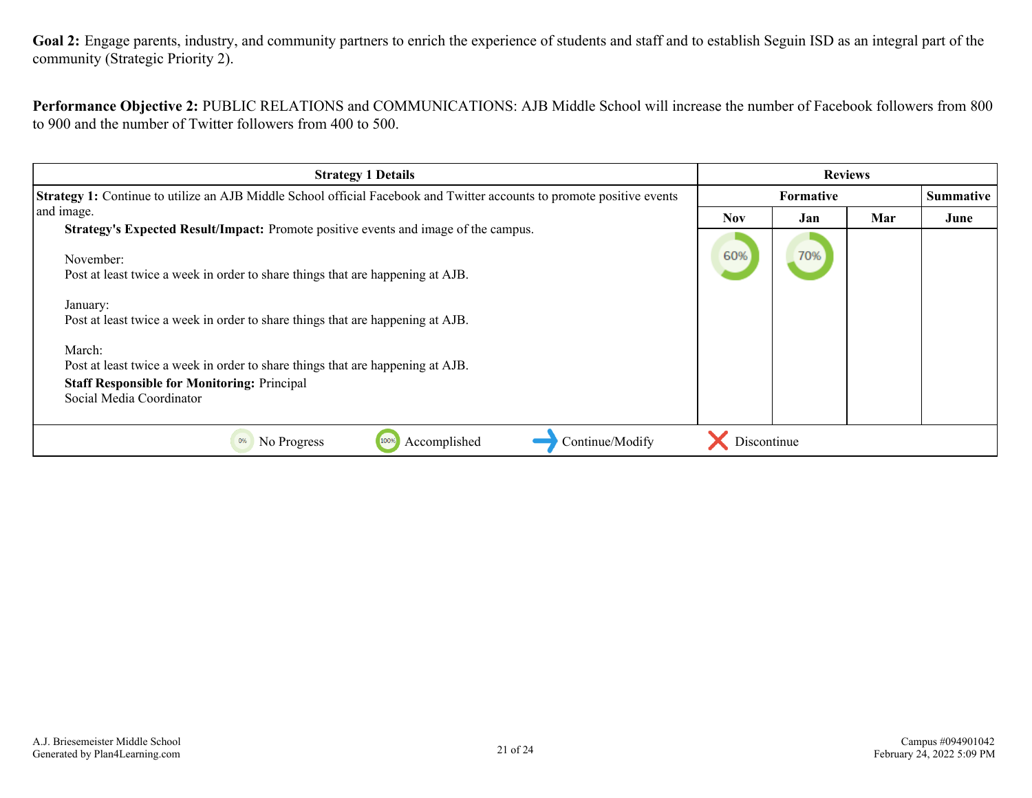**Goal 2:** Engage parents, industry, and community partners to enrich the experience of students and staff and to establish Seguin ISD as an integral part of the community (Strategic Priority 2).

**Performance Objective 2:** PUBLIC RELATIONS and COMMUNICATIONS: AJB Middle School will increase the number of Facebook followers from 800 to 900 and the number of Twitter followers from 400 to 500.

| Strategy 1 Details | Reviews | | | |
|---|---|---|---|---|
| | Formative | | | Summative |
| | Nov | Jan | Mar | June |
| **Strategy 1:** Continue to utilize an AJB Middle School official Facebook and Twitter accounts to promote positive events and image.<br>**Strategy's Expected Result/Impact:** Promote positive events and image of the campus.<br><br>November:<br>Post at least twice a week in order to share things that are happening at AJB.<br><br>January:<br>Post at least twice a week in order to share things that are happening at AJB.<br><br>March:<br>Post at least twice a week in order to share things that are happening at AJB.<br>**Staff Responsible for Monitoring:** Principal<br>Social Media Coordinator | 60% | 70% | | |

0% No Progress | 100% Accomplished | → Continue/Modify | X Discontinue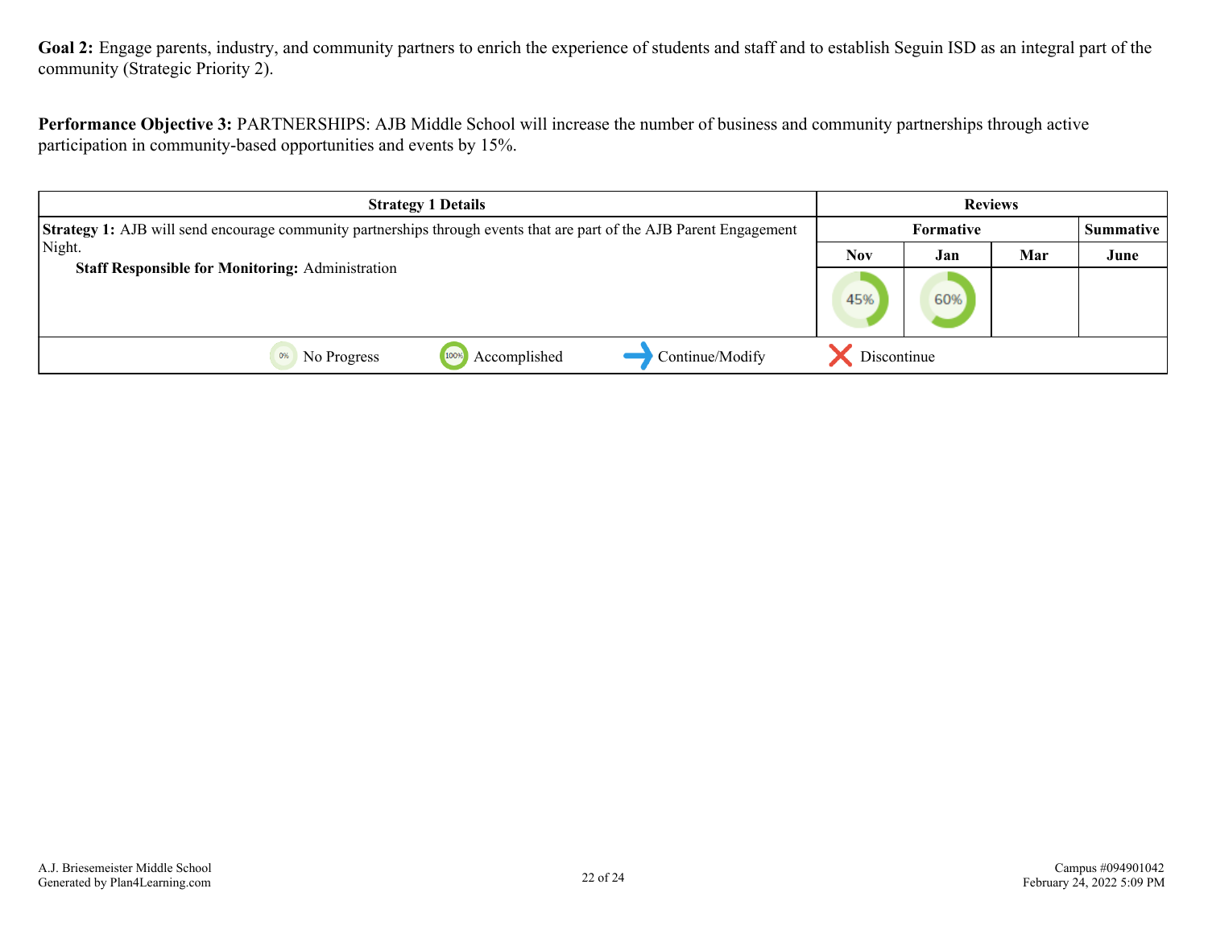**Goal 2:** Engage parents, industry, and community partners to enrich the experience of students and staff and to establish Seguin ISD as an integral part of the community (Strategic Priority 2).

**Performance Objective 3:** PARTNERSHIPS: AJB Middle School will increase the number of business and community partnerships through active participation in community-based opportunities and events by 15%.

| Strategy 1 Details | Reviews | | | |
|---|---|---|---|---|
| | Formative | | | Summative |
| | Nov | Jan | Mar | June |
| **Strategy 1:** AJB will send encourage community partnerships through events that are part of the AJB Parent Engagement Night. <br> **Staff Responsible for Monitoring:** Administration | 45% | 60% | | |

0% No Progress | 100% Accomplished | Continue/Modify | Discontinue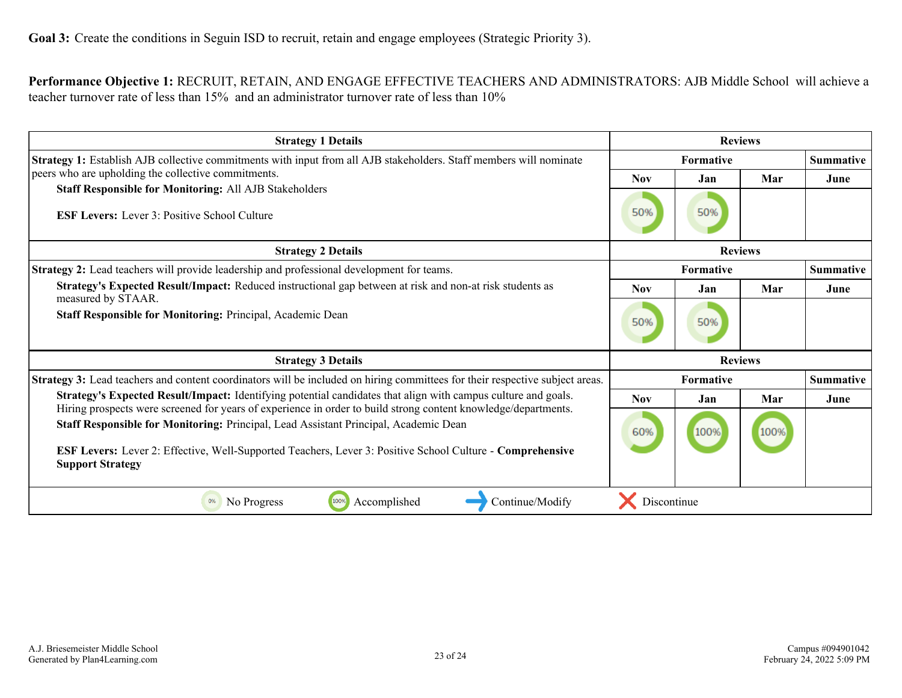**Goal 3:** Create the conditions in Seguin ISD to recruit, retain and engage employees (Strategic Priority 3).

**Performance Objective 1:** RECRUIT, RETAIN, AND ENGAGE EFFECTIVE TEACHERS AND ADMINISTRATORS: AJB Middle School will achieve a teacher turnover rate of less than 15% and an administrator turnover rate of less than 10%

| Strategy 1 Details | Reviews | | | |
|---|---|---|---|---|
| **Strategy 1:** Establish AJB collective commitments with input from all AJB stakeholders. Staff members will nominate peers who are upholding the collective commitments. | Formative | | | Summative |
| **Staff Responsible for Monitoring:** All AJB Stakeholders<br><br>**ESF Levers:** Lever 3: Positive School Culture | Nov | Jan | Mar | June |
| | 50% | 50% | | |

| Strategy 2 Details | Reviews | | | |
|---|---|---|---|---|
| **Strategy 2:** Lead teachers will provide leadership and professional development for teams. | Formative | | | Summative |
| **Strategy's Expected Result/Impact:** Reduced instructional gap between at risk and non-at risk students as measured by STAAR.<br>**Staff Responsible for Monitoring:** Principal, Academic Dean | Nov | Jan | Mar | June |
| | 50% | 50% | | |

| Strategy 3 Details | Reviews | | | |
|---|---|---|---|---|
| **Strategy 3:** Lead teachers and content coordinators will be included on hiring committees for their respective subject areas. | Formative | | | Summative |
| **Strategy's Expected Result/Impact:** Identifying potential candidates that align with campus culture and goals. Hiring prospects were screened for years of experience in order to build strong content knowledge/departments.<br>**Staff Responsible for Monitoring:** Principal, Lead Assistant Principal, Academic Dean<br><br>**ESF Levers:** Lever 2: Effective, Well-Supported Teachers, Lever 3: Positive School Culture - **Comprehensive Support Strategy** | Nov | Jan | Mar | June |
| | 60% | 100% | 100% | |

0% No Progress | 100% Accomplished | → Continue/Modify | ✗ Discontinue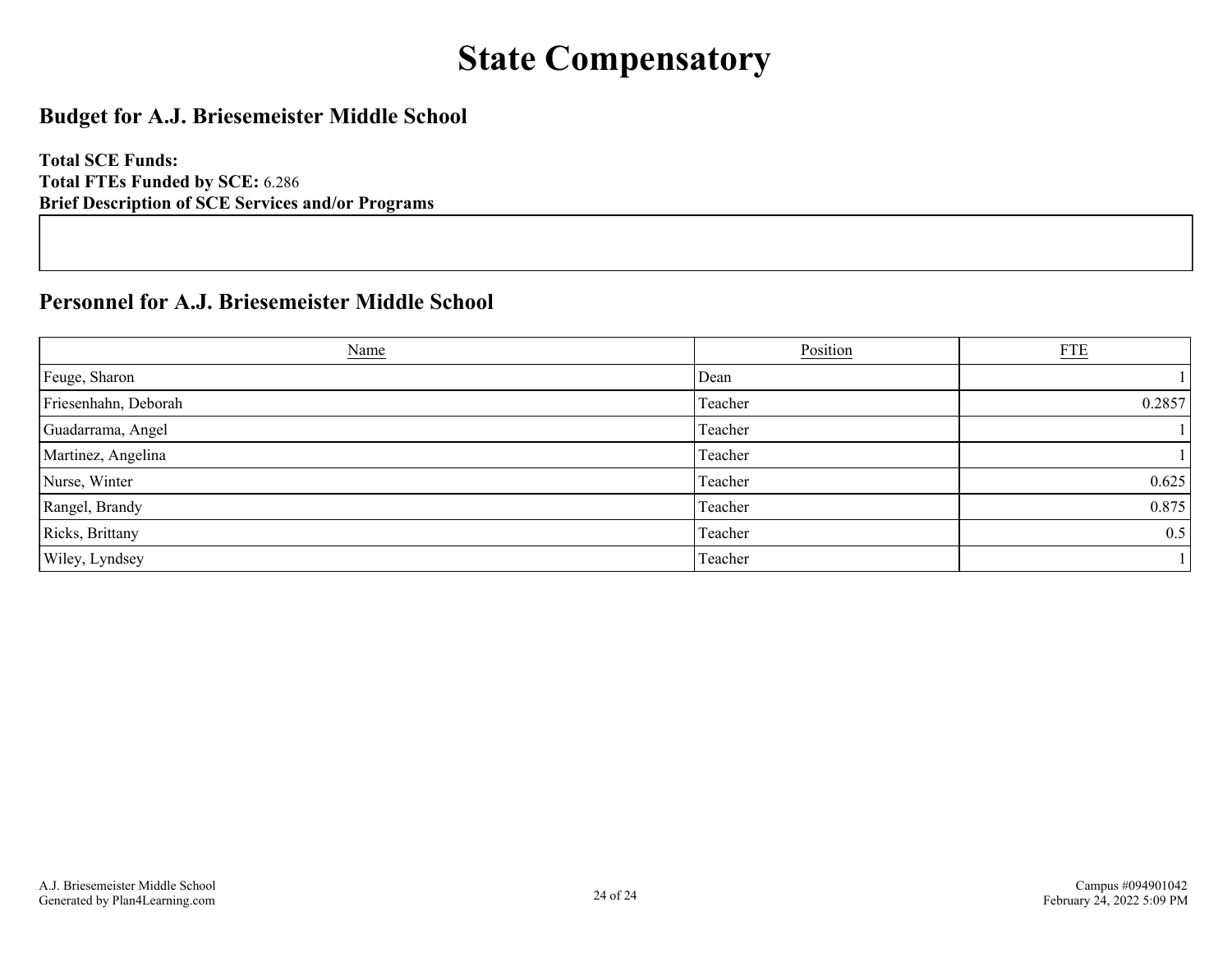# State Compensatory

## Budget for A.J. Briesemeister Middle School

**Total SCE Funds:**
**Total FTEs Funded by SCE:** 6.286
**Brief Description of SCE Services and/or Programs**

## Personnel for A.J. Briesemeister Middle School

| Name | Position | FTE |
| --- | --- | --- |
| Feuge, Sharon | Dean | 1 |
| Friesenhahn, Deborah | Teacher | 0.2857 |
| Guadarrama, Angel | Teacher | 1 |
| Martinez, Angelina | Teacher | 1 |
| Nurse, Winter | Teacher | 0.625 |
| Rangel, Brandy | Teacher | 0.875 |
| Ricks, Brittany | Teacher | 0.5 |
| Wiley, Lyndsey | Teacher | 1 |